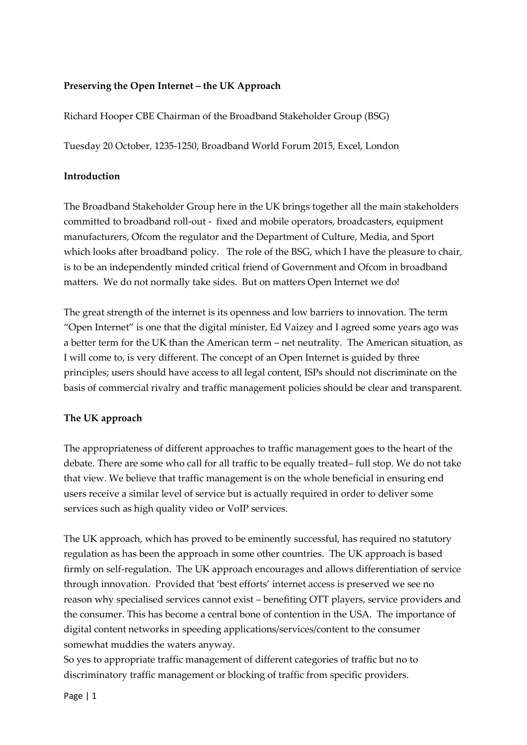**Preserving the Open Internet – the UK Approach**

Richard Hooper CBE Chairman of the Broadband Stakeholder Group (BSG)

Tuesday 20 October, 1235-1250, Broadband World Forum 2015, Excel, London

**Introduction**

The Broadband Stakeholder Group here in the UK brings together all the main stakeholders committed to broadband roll-out - fixed and mobile operators, broadcasters, equipment manufacturers, Ofcom the regulator and the Department of Culture, Media, and Sport which looks after broadband policy. The role of the BSG, which I have the pleasure to chair, is to be an independently minded critical friend of Government and Ofcom in broadband matters. We do not normally take sides. But on matters Open Internet we do!

The great strength of the internet is its openness and low barriers to innovation. The term "Open Internet" is one that the digital minister, Ed Vaizey and I agreed some years ago was a better term for the UK than the American term – net neutrality. The American situation, as I will come to, is very different. The concept of an Open Internet is guided by three principles; users should have access to all legal content, ISPs should not discriminate on the basis of commercial rivalry and traffic management policies should be clear and transparent.

**The UK approach**

The appropriateness of different approaches to traffic management goes to the heart of the debate. There are some who call for all traffic to be equally treated– full stop. We do not take that view. We believe that traffic management is on the whole beneficial in ensuring end users receive a similar level of service but is actually required in order to deliver some services such as high quality video or VoIP services.

The UK approach, which has proved to be eminently successful, has required no statutory regulation as has been the approach in some other countries. The UK approach is based firmly on self-regulation. The UK approach encourages and allows differentiation of service through innovation. Provided that 'best efforts' internet access is preserved we see no reason why specialised services cannot exist – benefiting OTT players, service providers and the consumer. This has become a central bone of contention in the USA. The importance of digital content networks in speeding applications/services/content to the consumer somewhat muddies the waters anyway.

So yes to appropriate traffic management of different categories of traffic but no to discriminatory traffic management or blocking of traffic from specific providers.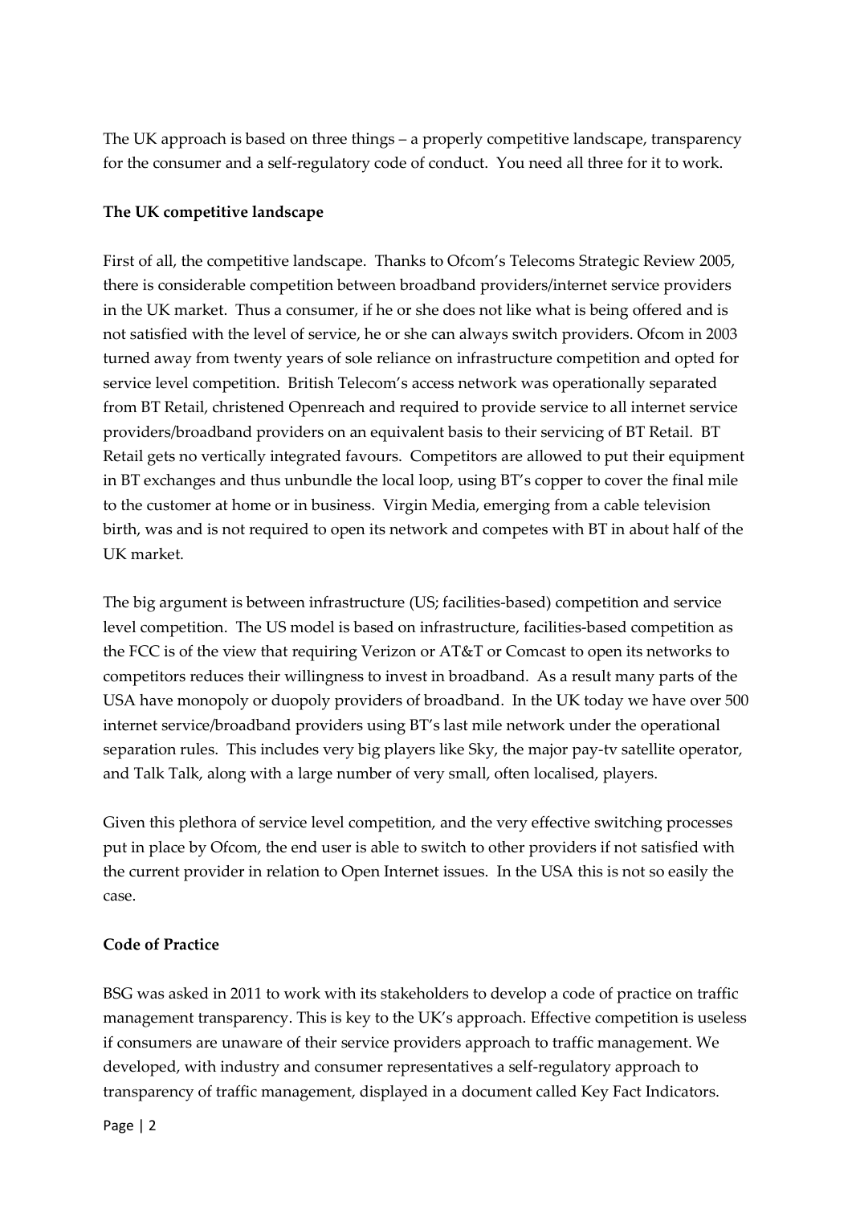The UK approach is based on three things – a properly competitive landscape, transparency for the consumer and a self-regulatory code of conduct. You need all three for it to work.

**The UK competitive landscape**

First of all, the competitive landscape. Thanks to Ofcom's Telecoms Strategic Review 2005, there is considerable competition between broadband providers/internet service providers in the UK market. Thus a consumer, if he or she does not like what is being offered and is not satisfied with the level of service, he or she can always switch providers. Ofcom in 2003 turned away from twenty years of sole reliance on infrastructure competition and opted for service level competition. British Telecom's access network was operationally separated from BT Retail, christened Openreach and required to provide service to all internet service providers/broadband providers on an equivalent basis to their servicing of BT Retail. BT Retail gets no vertically integrated favours. Competitors are allowed to put their equipment in BT exchanges and thus unbundle the local loop, using BT's copper to cover the final mile to the customer at home or in business. Virgin Media, emerging from a cable television birth, was and is not required to open its network and competes with BT in about half of the UK market.

The big argument is between infrastructure (US; facilities-based) competition and service level competition. The US model is based on infrastructure, facilities-based competition as the FCC is of the view that requiring Verizon or AT&T or Comcast to open its networks to competitors reduces their willingness to invest in broadband. As a result many parts of the USA have monopoly or duopoly providers of broadband. In the UK today we have over 500 internet service/broadband providers using BT's last mile network under the operational separation rules. This includes very big players like Sky, the major pay-tv satellite operator, and Talk Talk, along with a large number of very small, often localised, players.

Given this plethora of service level competition, and the very effective switching processes put in place by Ofcom, the end user is able to switch to other providers if not satisfied with the current provider in relation to Open Internet issues. In the USA this is not so easily the case.

**Code of Practice**

BSG was asked in 2011 to work with its stakeholders to develop a code of practice on traffic management transparency. This is key to the UK's approach. Effective competition is useless if consumers are unaware of their service providers approach to traffic management. We developed, with industry and consumer representatives a self-regulatory approach to transparency of traffic management, displayed in a document called Key Fact Indicators.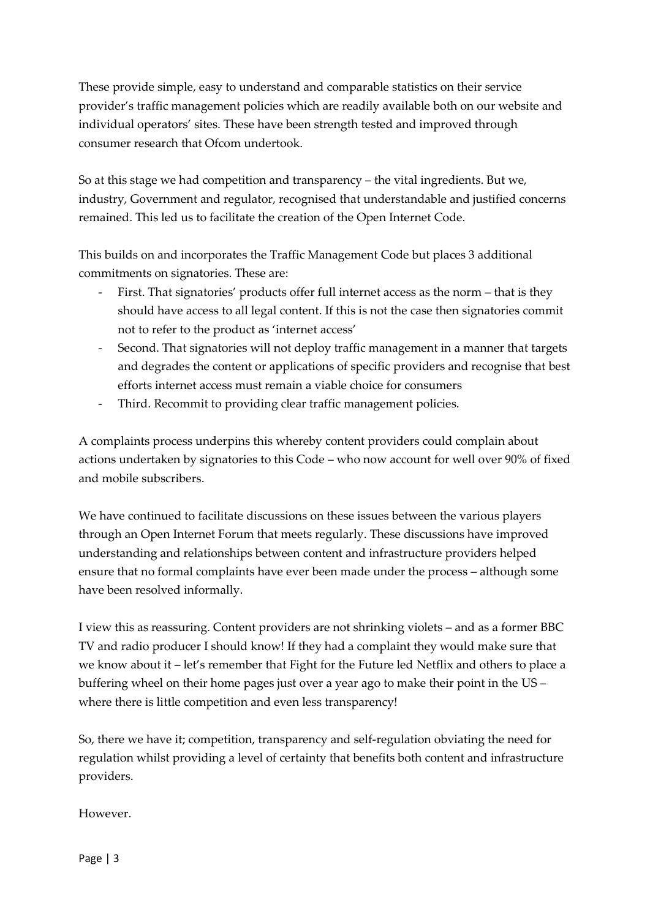These provide simple, easy to understand and comparable statistics on their service provider's traffic management policies which are readily available both on our website and individual operators' sites. These have been strength tested and improved through consumer research that Ofcom undertook.

So at this stage we had competition and transparency – the vital ingredients. But we, industry, Government and regulator, recognised that understandable and justified concerns remained. This led us to facilitate the creation of the Open Internet Code.

This builds on and incorporates the Traffic Management Code but places 3 additional commitments on signatories. These are:

- First. That signatories' products offer full internet access as the norm – that is they should have access to all legal content. If this is not the case then signatories commit not to refer to the product as 'internet access'
- Second. That signatories will not deploy traffic management in a manner that targets and degrades the content or applications of specific providers and recognise that best efforts internet access must remain a viable choice for consumers
- Third. Recommit to providing clear traffic management policies.

A complaints process underpins this whereby content providers could complain about actions undertaken by signatories to this Code – who now account for well over 90% of fixed and mobile subscribers.

We have continued to facilitate discussions on these issues between the various players through an Open Internet Forum that meets regularly. These discussions have improved understanding and relationships between content and infrastructure providers helped ensure that no formal complaints have ever been made under the process – although some have been resolved informally.

I view this as reassuring. Content providers are not shrinking violets – and as a former BBC TV and radio producer I should know! If they had a complaint they would make sure that we know about it – let's remember that Fight for the Future led Netflix and others to place a buffering wheel on their home pages just over a year ago to make their point in the US – where there is little competition and even less transparency!

So, there we have it; competition, transparency and self-regulation obviating the need for regulation whilst providing a level of certainty that benefits both content and infrastructure providers.

However.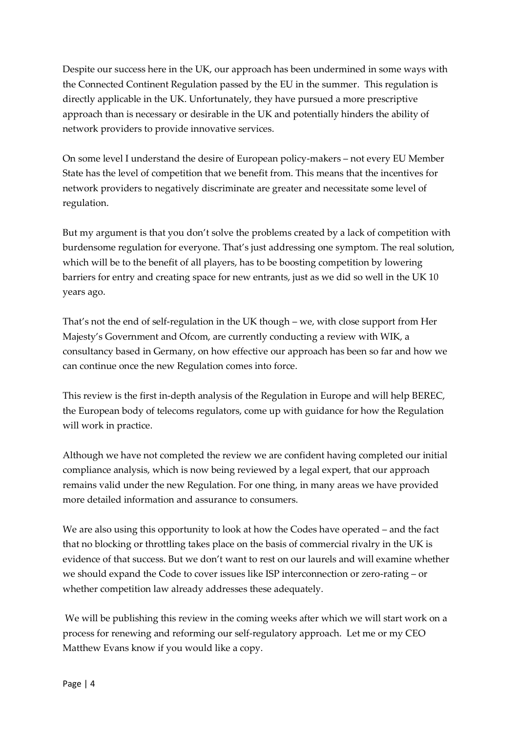Despite our success here in the UK, our approach has been undermined in some ways with the Connected Continent Regulation passed by the EU in the summer. This regulation is directly applicable in the UK. Unfortunately, they have pursued a more prescriptive approach than is necessary or desirable in the UK and potentially hinders the ability of network providers to provide innovative services.

On some level I understand the desire of European policy-makers – not every EU Member State has the level of competition that we benefit from. This means that the incentives for network providers to negatively discriminate are greater and necessitate some level of regulation.

But my argument is that you don't solve the problems created by a lack of competition with burdensome regulation for everyone. That's just addressing one symptom. The real solution, which will be to the benefit of all players, has to be boosting competition by lowering barriers for entry and creating space for new entrants, just as we did so well in the UK 10 years ago.

That's not the end of self-regulation in the UK though – we, with close support from Her Majesty's Government and Ofcom, are currently conducting a review with WIK, a consultancy based in Germany, on how effective our approach has been so far and how we can continue once the new Regulation comes into force.

This review is the first in-depth analysis of the Regulation in Europe and will help BEREC, the European body of telecoms regulators, come up with guidance for how the Regulation will work in practice.

Although we have not completed the review we are confident having completed our initial compliance analysis, which is now being reviewed by a legal expert, that our approach remains valid under the new Regulation. For one thing, in many areas we have provided more detailed information and assurance to consumers.

We are also using this opportunity to look at how the Codes have operated – and the fact that no blocking or throttling takes place on the basis of commercial rivalry in the UK is evidence of that success. But we don't want to rest on our laurels and will examine whether we should expand the Code to cover issues like ISP interconnection or zero-rating – or whether competition law already addresses these adequately.

We will be publishing this review in the coming weeks after which we will start work on a process for renewing and reforming our self-regulatory approach. Let me or my CEO Matthew Evans know if you would like a copy.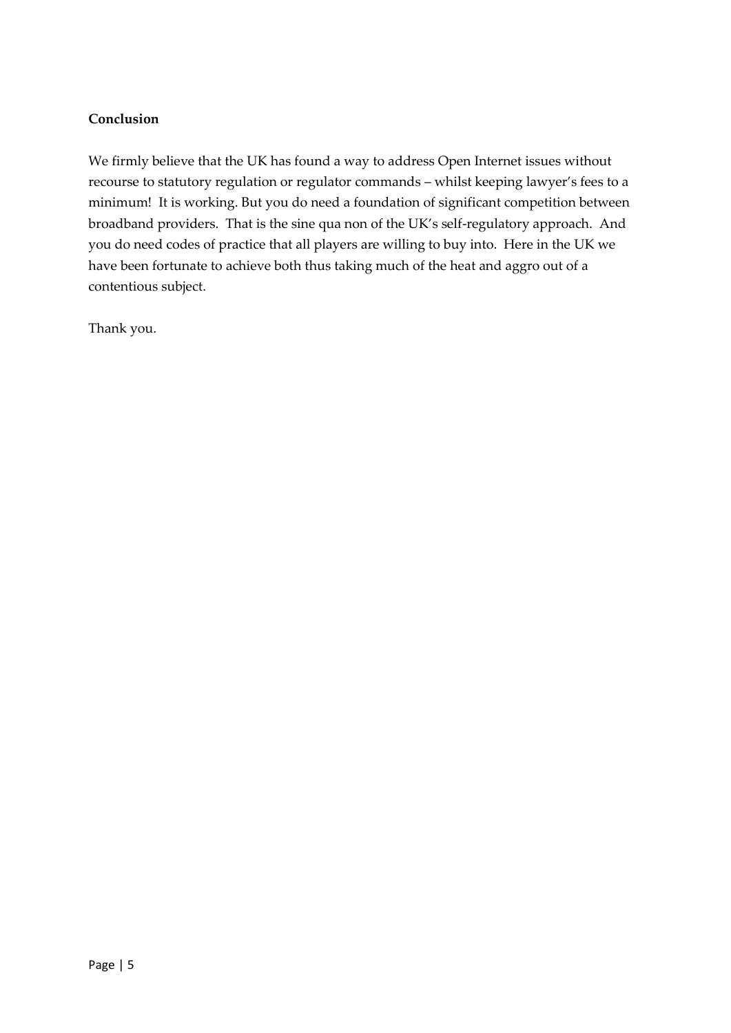**Conclusion**

We firmly believe that the UK has found a way to address Open Internet issues without recourse to statutory regulation or regulator commands – whilst keeping lawyer's fees to a minimum! It is working. But you do need a foundation of significant competition between broadband providers. That is the sine qua non of the UK's self-regulatory approach. And you do need codes of practice that all players are willing to buy into. Here in the UK we have been fortunate to achieve both thus taking much of the heat and aggro out of a contentious subject.

Thank you.